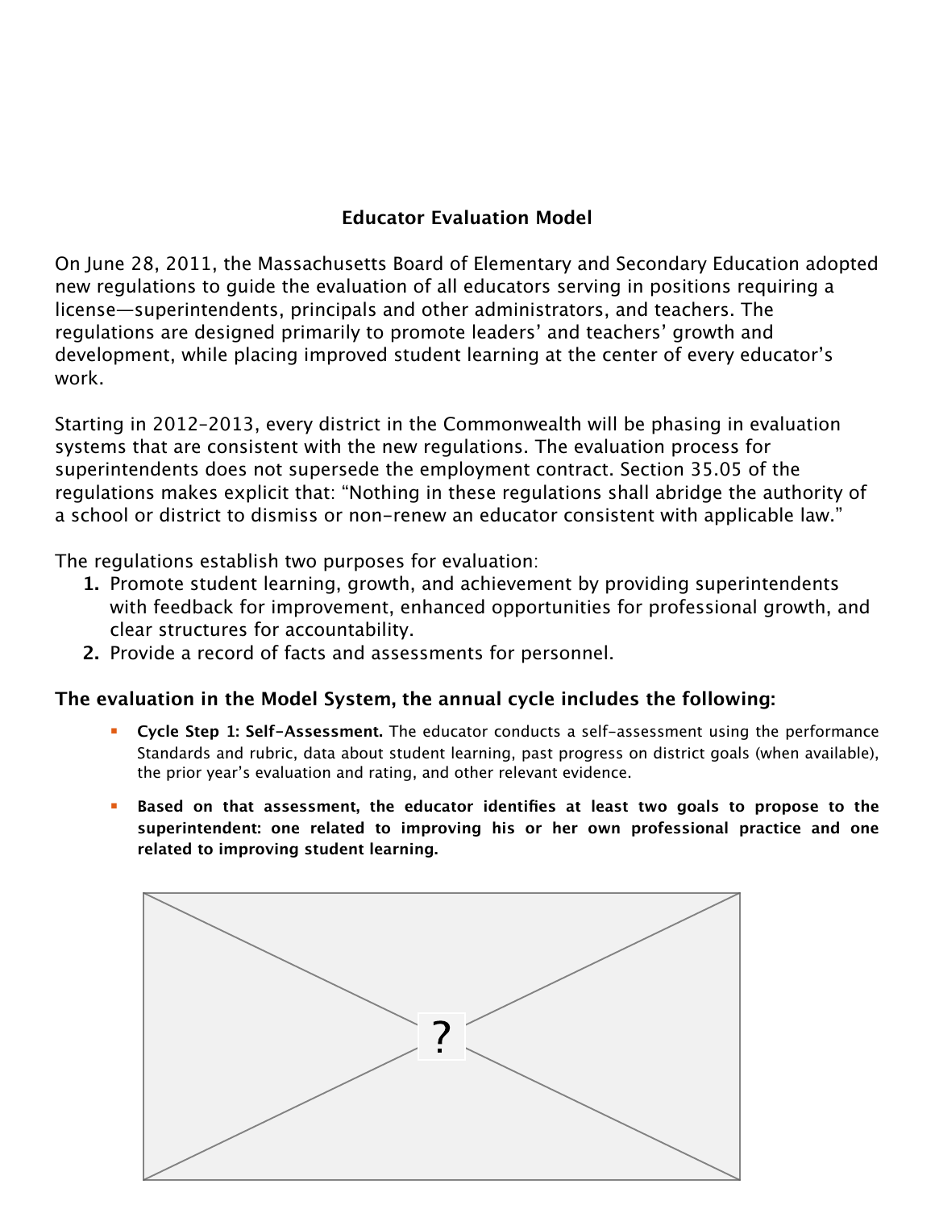## Educator Evaluation Model

On June 28, 2011, the Massachusetts Board of Elementary and Secondary Education adopted new regulations to guide the evaluation of all educators serving in positions requiring a license—superintendents, principals and other administrators, and teachers. The regulations are designed primarily to promote leaders' and teachers' growth and development, while placing improved student learning at the center of every educator's work.

Starting in 2012-2013, every district in the Commonwealth will be phasing in evaluation systems that are consistent with the new regulations. The evaluation process for superintendents does not supersede the employment contract. Section 35.05 of the regulations makes explicit that: "Nothing in these regulations shall abridge the authority of a school or district to dismiss or non-renew an educator consistent with applicable law."

The regulations establish two purposes for evaluation:

1. Promote student learning, growth, and achievement by providing superintendents with feedback for improvement, enhanced opportunities for professional growth, and clear structures for accountability.
2. Provide a record of facts and assessments for personnel.

### The evaluation in the Model System, the annual cycle includes the following:

- **Cycle Step 1: Self-Assessment.** The educator conducts a self-assessment using the performance Standards and rubric, data about student learning, past progress on district goals (when available), the prior year's evaluation and rating, and other relevant evidence.
- **Based on that assessment, the educator identifies at least two goals to propose to the superintendent: one related to improving his or her own professional practice and one related to improving student learning.**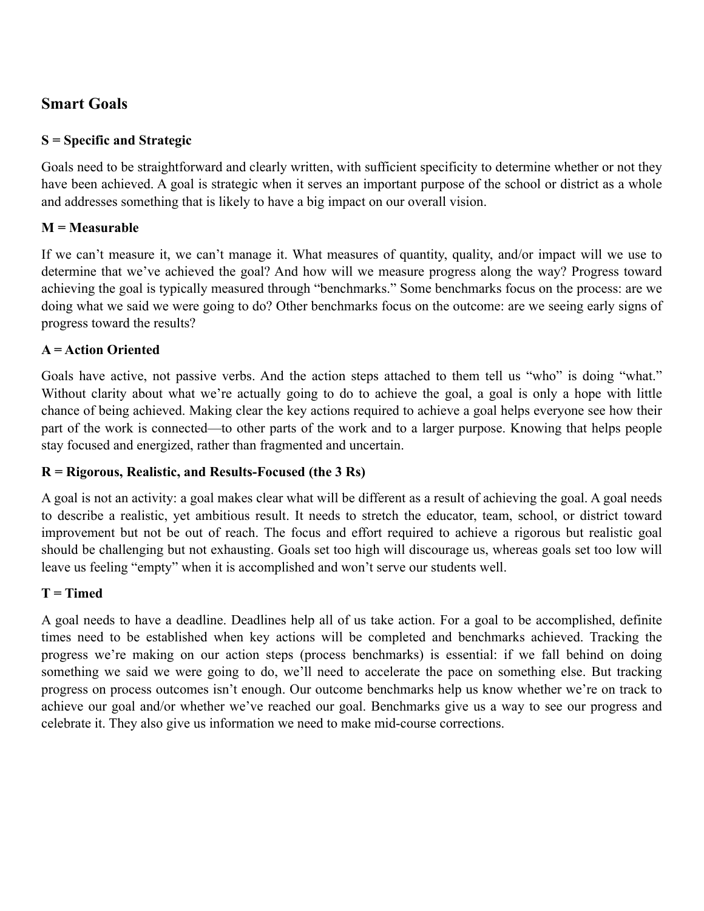## Smart Goals

**S = Specific and Strategic**

Goals need to be straightforward and clearly written, with sufficient specificity to determine whether or not they have been achieved. A goal is strategic when it serves an important purpose of the school or district as a whole and addresses something that is likely to have a big impact on our overall vision.

**M = Measurable**

If we can't measure it, we can't manage it. What measures of quantity, quality, and/or impact will we use to determine that we've achieved the goal? And how will we measure progress along the way? Progress toward achieving the goal is typically measured through "benchmarks." Some benchmarks focus on the process: are we doing what we said we were going to do? Other benchmarks focus on the outcome: are we seeing early signs of progress toward the results?

**A = Action Oriented**

Goals have active, not passive verbs. And the action steps attached to them tell us "who" is doing "what." Without clarity about what we're actually going to do to achieve the goal, a goal is only a hope with little chance of being achieved. Making clear the key actions required to achieve a goal helps everyone see how their part of the work is connected—to other parts of the work and to a larger purpose. Knowing that helps people stay focused and energized, rather than fragmented and uncertain.

**R = Rigorous, Realistic, and Results-Focused (the 3 Rs)**

A goal is not an activity: a goal makes clear what will be different as a result of achieving the goal. A goal needs to describe a realistic, yet ambitious result. It needs to stretch the educator, team, school, or district toward improvement but not be out of reach. The focus and effort required to achieve a rigorous but realistic goal should be challenging but not exhausting. Goals set too high will discourage us, whereas goals set too low will leave us feeling "empty" when it is accomplished and won't serve our students well.

**T = Timed**

A goal needs to have a deadline. Deadlines help all of us take action. For a goal to be accomplished, definite times need to be established when key actions will be completed and benchmarks achieved. Tracking the progress we're making on our action steps (process benchmarks) is essential: if we fall behind on doing something we said we were going to do, we'll need to accelerate the pace on something else. But tracking progress on process outcomes isn't enough. Our outcome benchmarks help us know whether we're on track to achieve our goal and/or whether we've reached our goal. Benchmarks give us a way to see our progress and celebrate it. They also give us information we need to make mid-course corrections.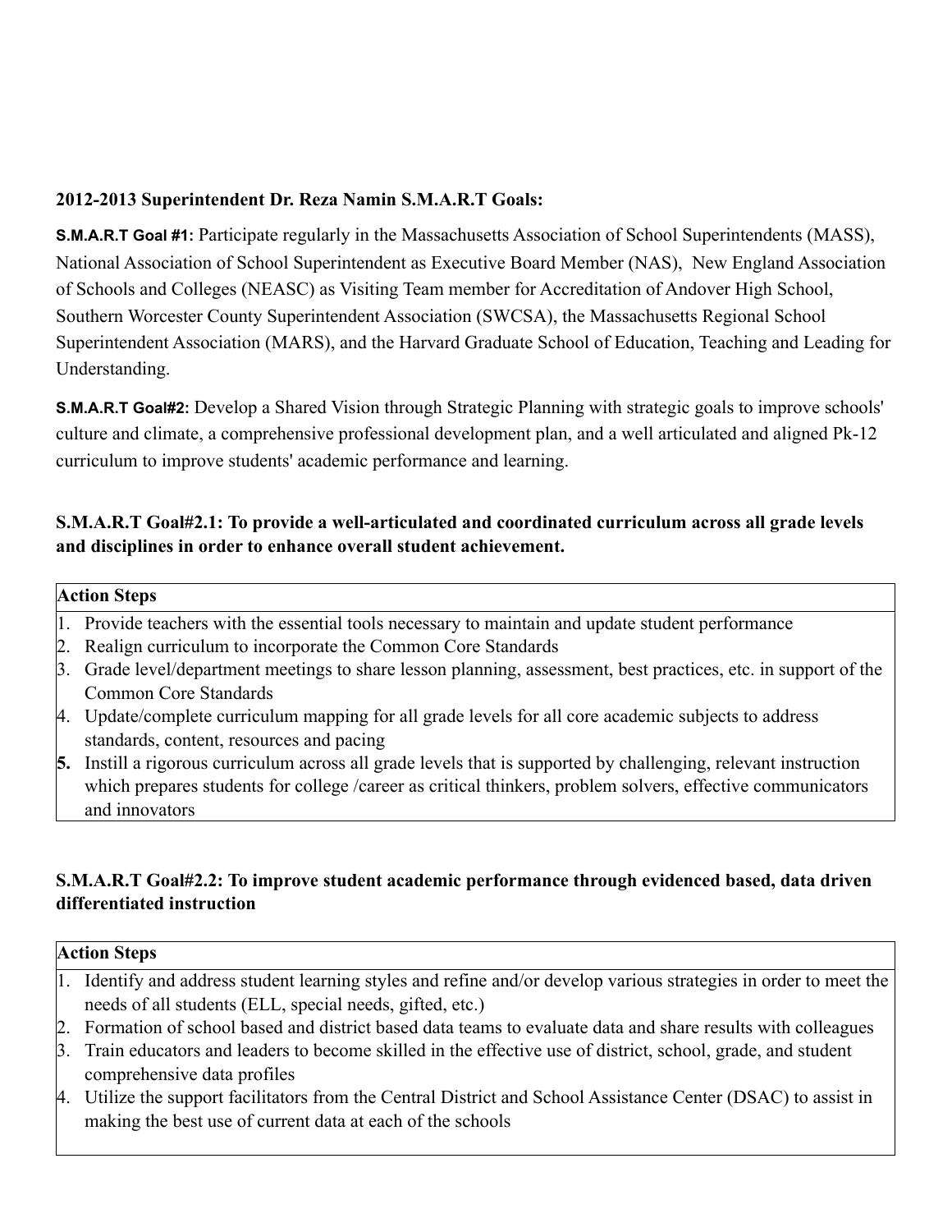**2012-2013 Superintendent Dr. Reza Namin S.M.A.R.T Goals:**

**S.M.A.R.T Goal #1:** Participate regularly in the Massachusetts Association of School Superintendents (MASS), National Association of School Superintendent as Executive Board Member (NAS), New England Association of Schools and Colleges (NEASC) as Visiting Team member for Accreditation of Andover High School, Southern Worcester County Superintendent Association (SWCSA), the Massachusetts Regional School Superintendent Association (MARS), and the Harvard Graduate School of Education, Teaching and Leading for Understanding.

**S.M.A.R.T Goal#2:** Develop a Shared Vision through Strategic Planning with strategic goals to improve schools' culture and climate, a comprehensive professional development plan, and a well articulated and aligned Pk-12 curriculum to improve students' academic performance and learning.

### S.M.A.R.T Goal#2.1: To provide a well-articulated and coordinated curriculum across all grade levels and disciplines in order to enhance overall student achievement.

| Action Steps |
|---|
| 1. Provide teachers with the essential tools necessary to maintain and update student performance<br>2. Realign curriculum to incorporate the Common Core Standards<br>3. Grade level/department meetings to share lesson planning, assessment, best practices, etc. in support of the Common Core Standards<br>4. Update/complete curriculum mapping for all grade levels for all core academic subjects to address standards, content, resources and pacing<br>**5.** Instill a rigorous curriculum across all grade levels that is supported by challenging, relevant instruction which prepares students for college /career as critical thinkers, problem solvers, effective communicators and innovators |

### S.M.A.R.T Goal#2.2: To improve student academic performance through evidenced based, data driven differentiated instruction

| Action Steps |
|---|
| 1. Identify and address student learning styles and refine and/or develop various strategies in order to meet the needs of all students (ELL, special needs, gifted, etc.)<br>2. Formation of school based and district based data teams to evaluate data and share results with colleagues<br>3. Train educators and leaders to become skilled in the effective use of district, school, grade, and student comprehensive data profiles<br>4. Utilize the support facilitators from the Central District and School Assistance Center (DSAC) to assist in making the best use of current data at each of the schools |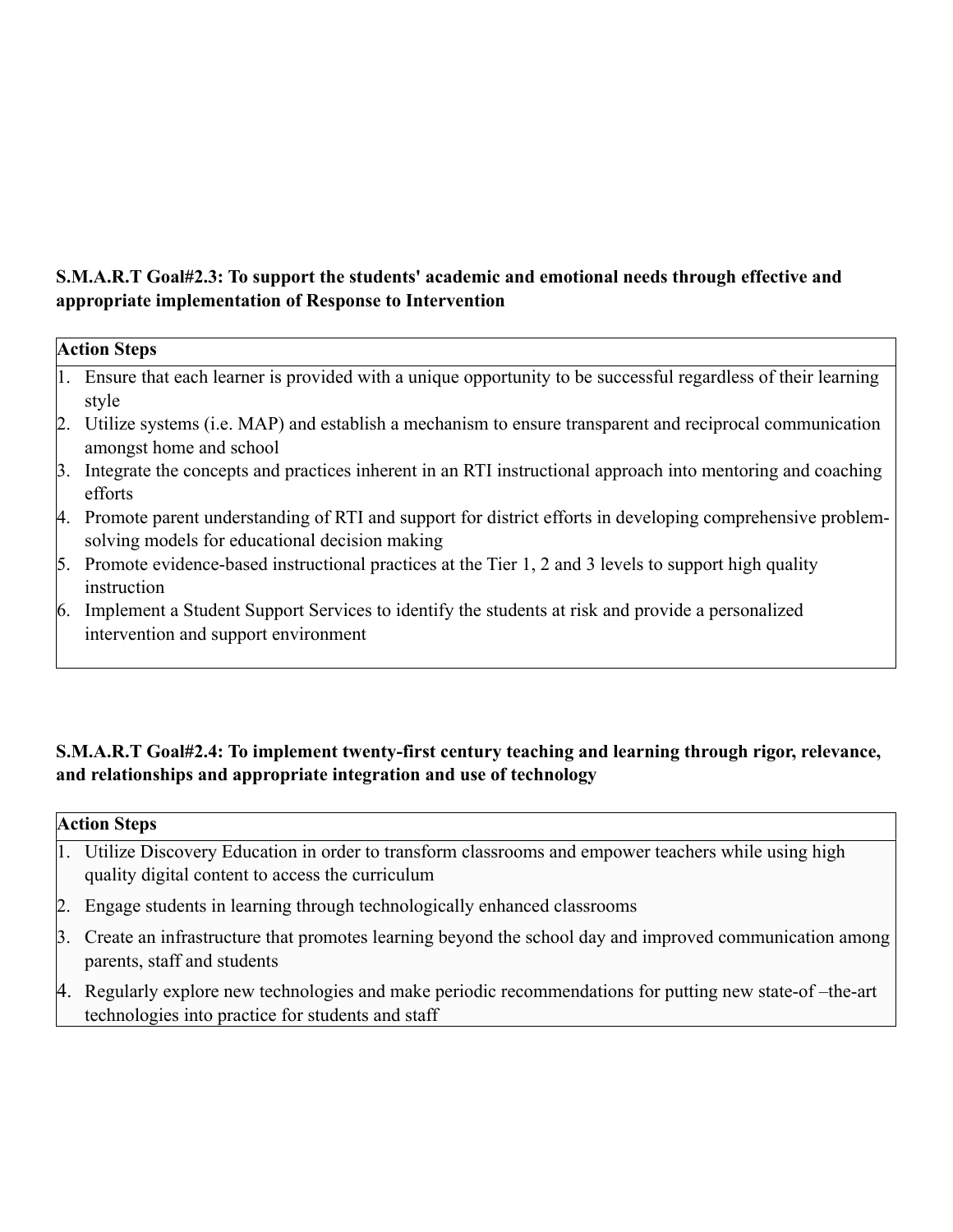**S.M.A.R.T Goal#2.3: To support the students' academic and emotional needs through effective and appropriate implementation of Response to Intervention**

| Action Steps |
| --- |
| 1. Ensure that each learner is provided with a unique opportunity to be successful regardless of their learning style<br>2. Utilize systems (i.e. MAP) and establish a mechanism to ensure transparent and reciprocal communication amongst home and school<br>3. Integrate the concepts and practices inherent in an RTI instructional approach into mentoring and coaching efforts<br>4. Promote parent understanding of RTI and support for district efforts in developing comprehensive problem-solving models for educational decision making<br>5. Promote evidence-based instructional practices at the Tier 1, 2 and 3 levels to support high quality instruction<br>6. Implement a Student Support Services to identify the students at risk and provide a personalized intervention and support environment |

**S.M.A.R.T Goal#2.4: To implement twenty-first century teaching and learning through rigor, relevance, and relationships and appropriate integration and use of technology**

| Action Steps |
| --- |
| 1. Utilize Discovery Education in order to transform classrooms and empower teachers while using high quality digital content to access the curriculum |
| 2. Engage students in learning through technologically enhanced classrooms |
| 3. Create an infrastructure that promotes learning beyond the school day and improved communication among parents, staff and students |
| 4. Regularly explore new technologies and make periodic recommendations for putting new state-of –the-art technologies into practice for students and staff |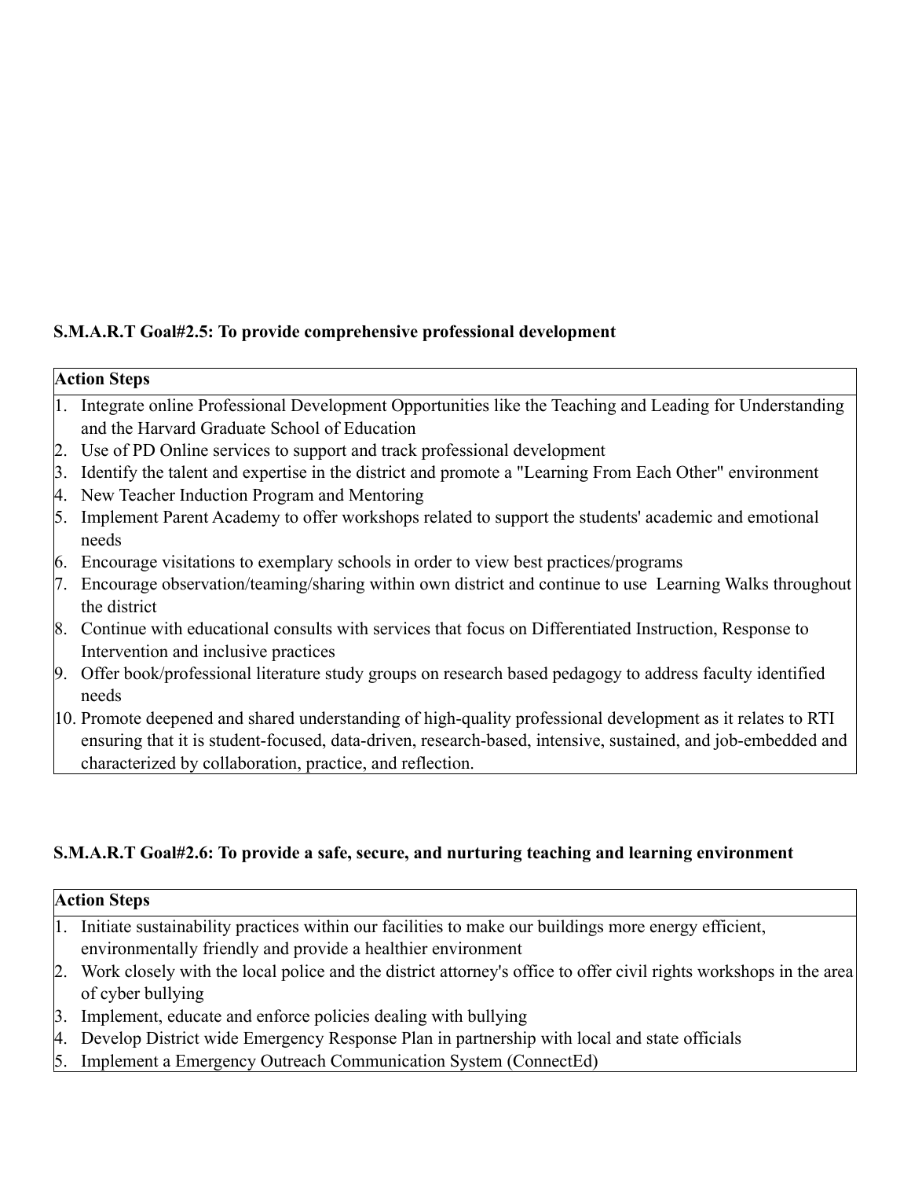**S.M.A.R.T Goal#2.5: To provide comprehensive professional development**

| Action Steps |
|---|
| 1. Integrate online Professional Development Opportunities like the Teaching and Leading for Understanding and the Harvard Graduate School of Education<br>2. Use of PD Online services to support and track professional development<br>3. Identify the talent and expertise in the district and promote a "Learning From Each Other" environment<br>4. New Teacher Induction Program and Mentoring<br>5. Implement Parent Academy to offer workshops related to support the students' academic and emotional needs<br>6. Encourage visitations to exemplary schools in order to view best practices/programs<br>7. Encourage observation/teaming/sharing within own district and continue to use Learning Walks throughout the district<br>8. Continue with educational consults with services that focus on Differentiated Instruction, Response to Intervention and inclusive practices<br>9. Offer book/professional literature study groups on research based pedagogy to address faculty identified needs<br>10. Promote deepened and shared understanding of high-quality professional development as it relates to RTI ensuring that it is student-focused, data-driven, research-based, intensive, sustained, and job-embedded and characterized by collaboration, practice, and reflection. |

**S.M.A.R.T Goal#2.6: To provide a safe, secure, and nurturing teaching and learning environment**

| Action Steps |
|---|
| 1. Initiate sustainability practices within our facilities to make our buildings more energy efficient, environmentally friendly and provide a healthier environment<br>2. Work closely with the local police and the district attorney's office to offer civil rights workshops in the area of cyber bullying<br>3. Implement, educate and enforce policies dealing with bullying<br>4. Develop District wide Emergency Response Plan in partnership with local and state officials<br>5. Implement a Emergency Outreach Communication System (ConnectEd) |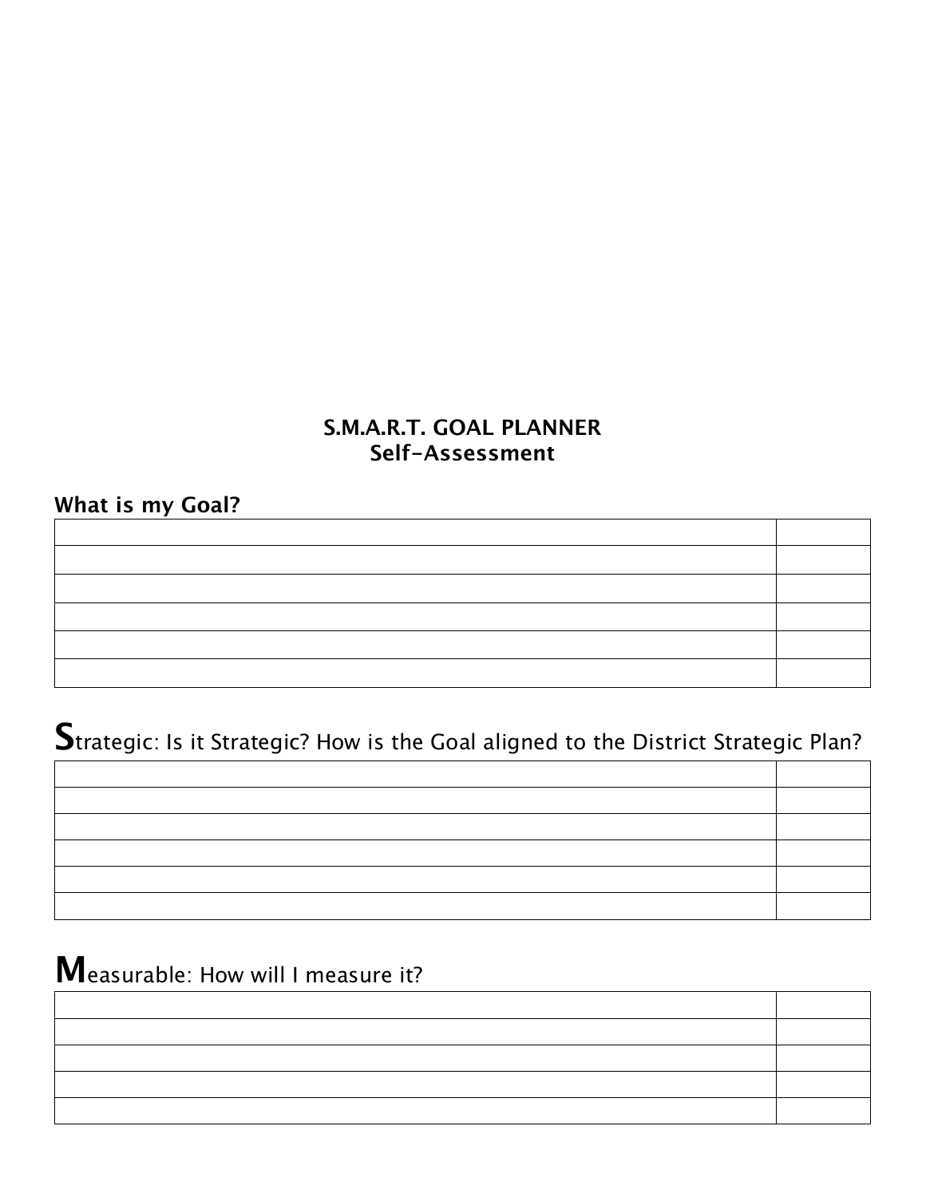**S.M.A.R.T. GOAL PLANNER**
**Self-Assessment**

**What is my Goal?**

| | |
|---|---|
| | |
| | |
| | |
| | |
| | |
| | |

## **S**trategic: Is it Strategic? How is the Goal aligned to the District Strategic Plan?

| | |
|---|---|
| | |
| | |
| | |
| | |
| | |
| | |

## **M**easurable: How will I measure it?

| | |
|---|---|
| | |
| | |
| | |
| | |
| | |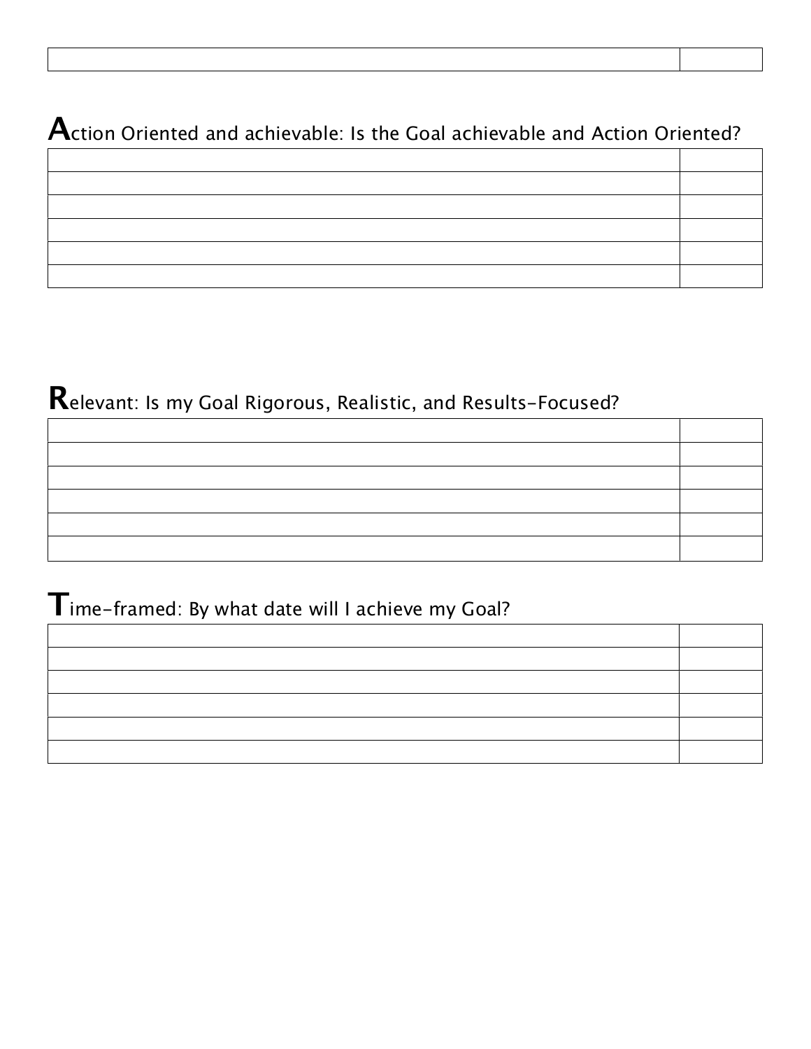| | |
|---|---|
| | |

## Action Oriented and achievable: Is the Goal achievable and Action Oriented?

| | |
|---|---|
| | |
| | |
| | |
| | |
| | |
| | |

## Relevant: Is my Goal Rigorous, Realistic, and Results-Focused?

| | |
|---|---|
| | |
| | |
| | |
| | |
| | |
| | |

## Time-framed: By what date will I achieve my Goal?

| | |
|---|---|
| | |
| | |
| | |
| | |
| | |
| | |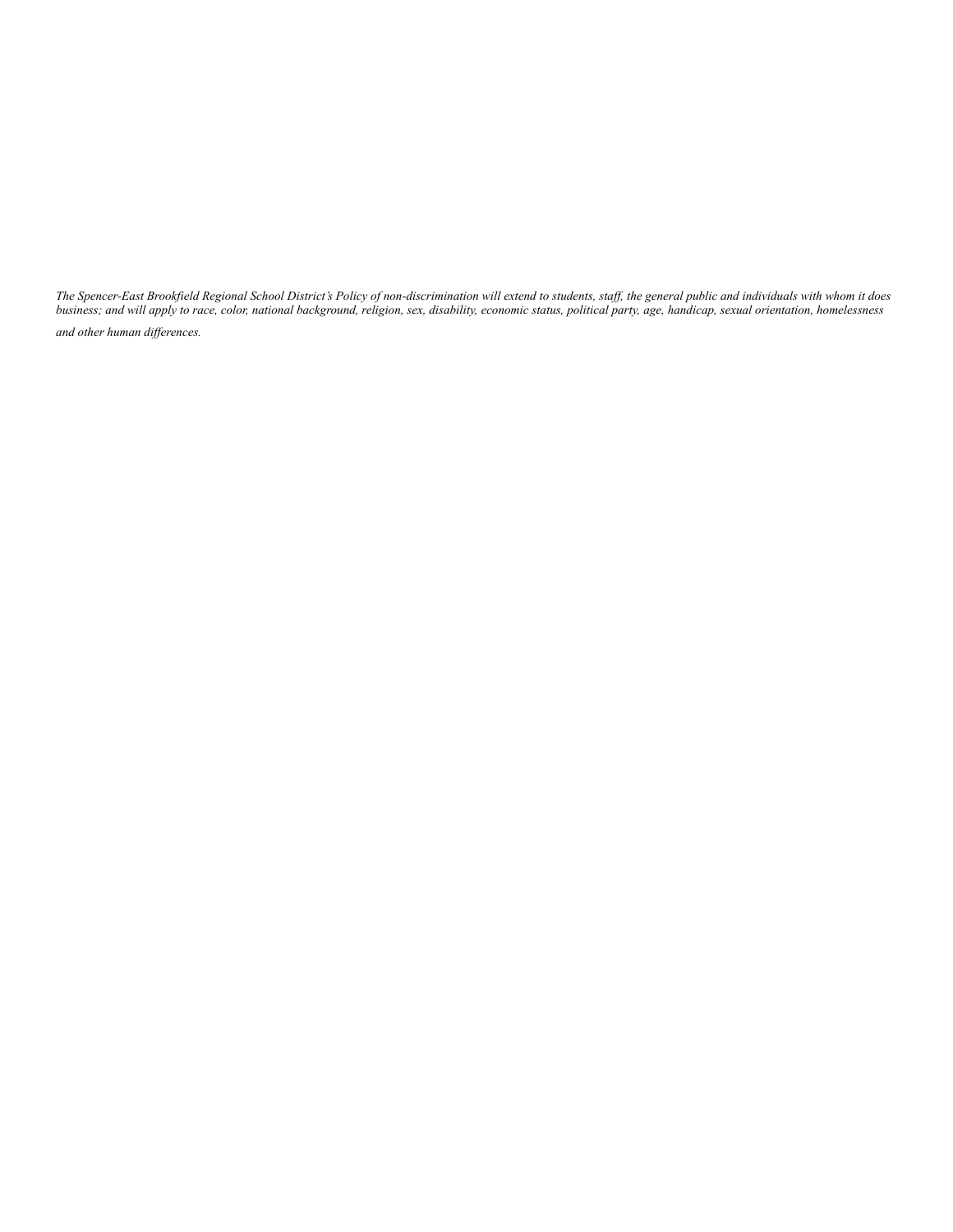*The Spencer-East Brookfield Regional School District's Policy of non-discrimination will extend to students, staff, the general public and individuals with whom it does business; and will apply to race, color, national background, religion, sex, disability, economic status, political party, age, handicap, sexual orientation, homelessness and other human differences.*